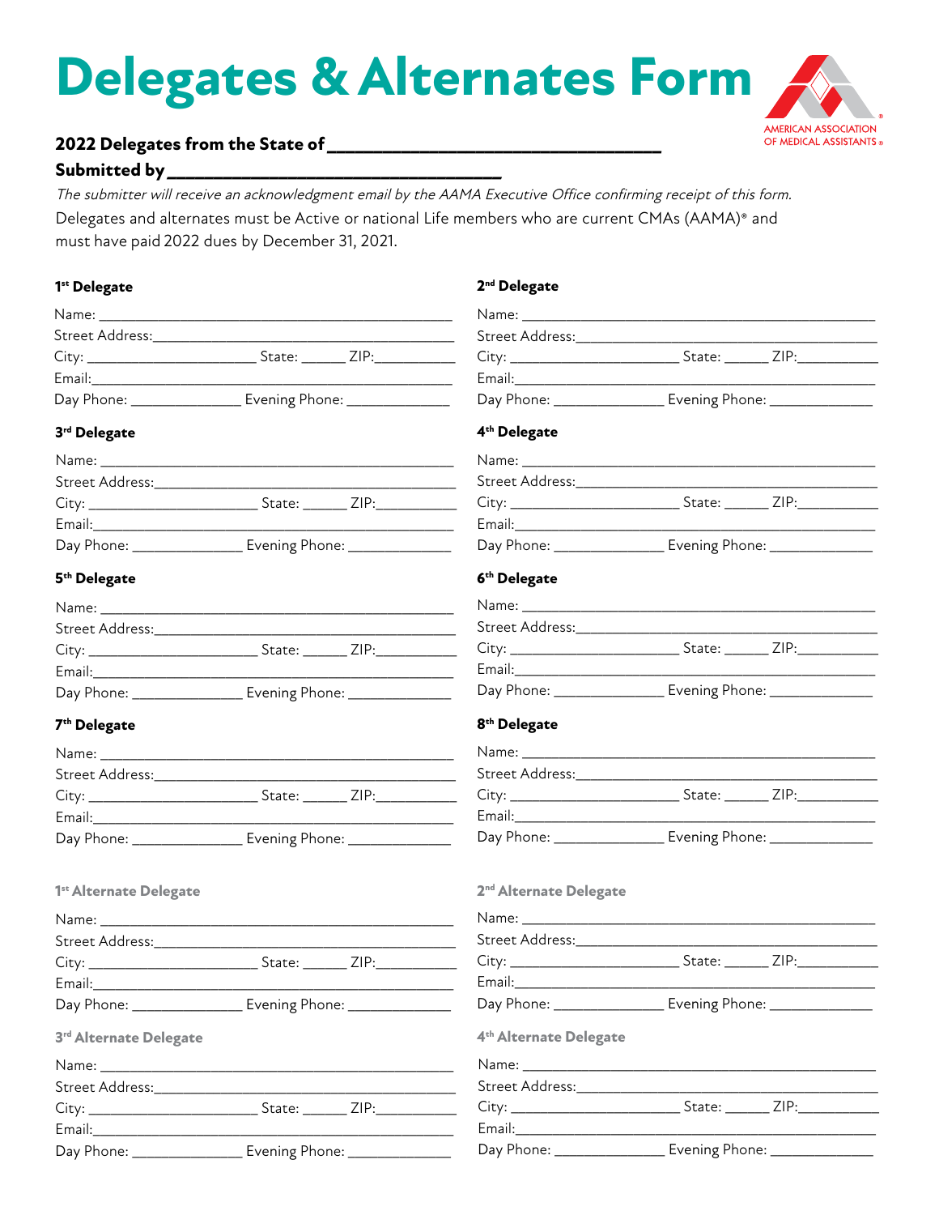# Delegates & Alternates Form

AMERICAN ASSOCIATION OF MEDICAL ASSISTANTS®

**2022 Delegates from the State of ___________________________________**

**Submitted by ___________________________________**

*The submitter will receive an acknowledgment email by the AAMA Executive Office confirming receipt of this form.*

Delegates and alternates must be Active or national Life members who are current CMAs (AAMA)® and must have paid 2022 dues by December 31, 2021.

### 1st Delegate

Name: ___________________________________

Street Address: ___________________________________

City: ____________________ State: ______ ZIP: __________

Email: ___________________________________

Day Phone: ______________ Evening Phone: ______________

### 2nd Delegate

Name: ___________________________________

Street Address: ___________________________________

City: ____________________ State: ______ ZIP: __________

Email: ___________________________________

Day Phone: ______________ Evening Phone: ______________

### 3rd Delegate

Name: ___________________________________

Street Address: ___________________________________

City: ____________________ State: ______ ZIP: __________

Email: ___________________________________

Day Phone: ______________ Evening Phone: ______________

### 4th Delegate

Name: ___________________________________

Street Address: ___________________________________

City: ____________________ State: ______ ZIP: __________

Email: ___________________________________

Day Phone: ______________ Evening Phone: ______________

### 5th Delegate

Name: ___________________________________

Street Address: ___________________________________

City: ____________________ State: ______ ZIP: __________

Email: ___________________________________

Day Phone: ______________ Evening Phone: ______________

### 6th Delegate

Name: ___________________________________

Street Address: ___________________________________

City: ____________________ State: ______ ZIP: __________

Email: ___________________________________

Day Phone: ______________ Evening Phone: ______________

### 7th Delegate

Name: ___________________________________

Street Address: ___________________________________

City: ____________________ State: ______ ZIP: __________

Email: ___________________________________

Day Phone: ______________ Evening Phone: ______________

### 8th Delegate

Name: ___________________________________

Street Address: ___________________________________

City: ____________________ State: ______ ZIP: __________

Email: ___________________________________

Day Phone: ______________ Evening Phone: ______________

### 1st Alternate Delegate

Name: ___________________________________

Street Address: ___________________________________

City: ____________________ State: ______ ZIP: __________

Email: ___________________________________

Day Phone: ______________ Evening Phone: ______________

### 2nd Alternate Delegate

Name: ___________________________________

Street Address: ___________________________________

City: ____________________ State: ______ ZIP: __________

Email: ___________________________________

Day Phone: ______________ Evening Phone: ______________

### 3rd Alternate Delegate

Name: ___________________________________

Street Address: ___________________________________

City: ____________________ State: ______ ZIP: __________

Email: ___________________________________

Day Phone: ______________ Evening Phone: ______________

### 4th Alternate Delegate

Name: ___________________________________

Street Address: ___________________________________

City: ____________________ State: ______ ZIP: __________

Email: ___________________________________

Day Phone: ______________ Evening Phone: ______________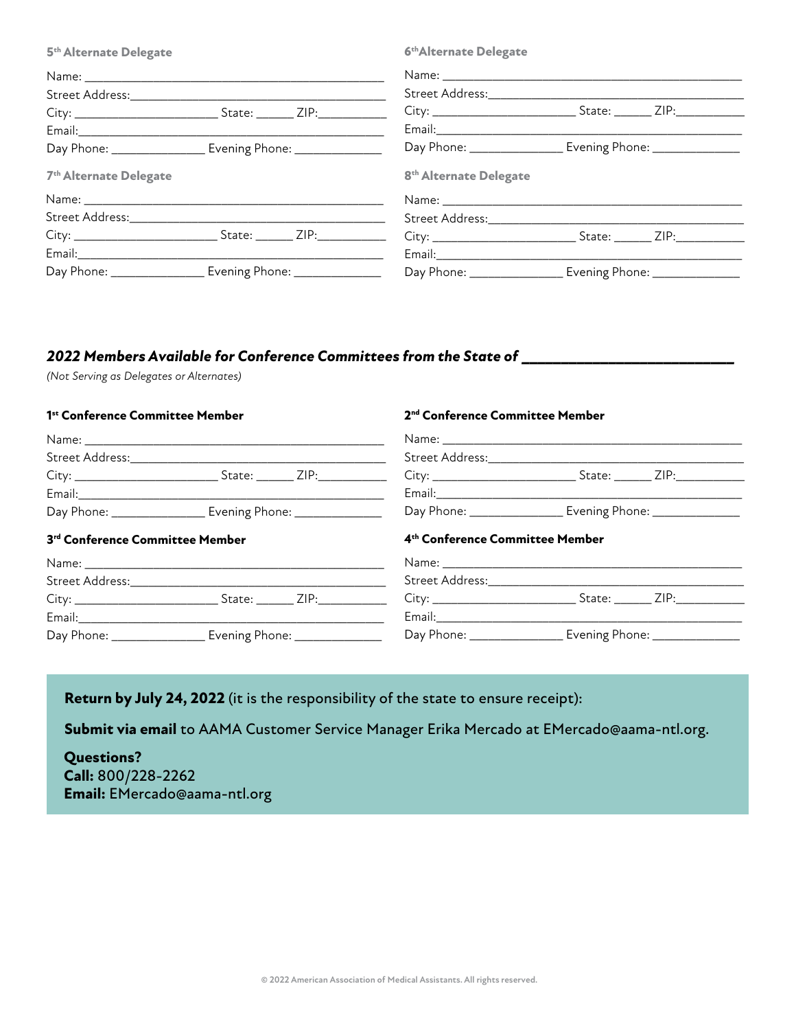### 5th Alternate Delegate

Name: ______________________________________________

Street Address:_________________________________________

City: ____________________ State: ______ ZIP:__________

Email:_______________________________________________

Day Phone: _____________ Evening Phone: _____________

### 6th Alternate Delegate

Name: ______________________________________________

Street Address:_________________________________________

City: ____________________ State: ______ ZIP:__________

Email:_______________________________________________

Day Phone: _____________ Evening Phone: _____________

### 7th Alternate Delegate

Name: ______________________________________________

Street Address:_________________________________________

City: ____________________ State: ______ ZIP:__________

Email:_______________________________________________

Day Phone: _____________ Evening Phone: _____________

### 8th Alternate Delegate

Name: ______________________________________________

Street Address:_________________________________________

City: ____________________ State: ______ ZIP:__________

Email:_______________________________________________

Day Phone: _____________ Evening Phone: _____________

## *2022 Members Available for Conference Committees from the State of ________________________*

*(Not Serving as Delegates or Alternates)*

### 1st Conference Committee Member

Name: ______________________________________________

Street Address:_________________________________________

City: ____________________ State: ______ ZIP:__________

Email:_______________________________________________

Day Phone: _____________ Evening Phone: _____________

### 2nd Conference Committee Member

Name: ______________________________________________

Street Address:_________________________________________

City: ____________________ State: ______ ZIP:__________

Email:_______________________________________________

Day Phone: _____________ Evening Phone: _____________

### 3rd Conference Committee Member

Name: ______________________________________________

Street Address:_________________________________________

City: ____________________ State: ______ ZIP:__________

Email:_______________________________________________

Day Phone: _____________ Evening Phone: _____________

### 4th Conference Committee Member

Name: ______________________________________________

Street Address:_________________________________________

City: ____________________ State: ______ ZIP:__________

Email:_______________________________________________

Day Phone: _____________ Evening Phone: _____________

**Return by July 24, 2022** (it is the responsibility of the state to ensure receipt):

**Submit via email** to AAMA Customer Service Manager Erika Mercado at EMercado@aama-ntl.org.

**Questions?**
**Call:** 800/228-2262
**Email:** EMercado@aama-ntl.org

© 2022 American Association of Medical Assistants. All rights reserved.